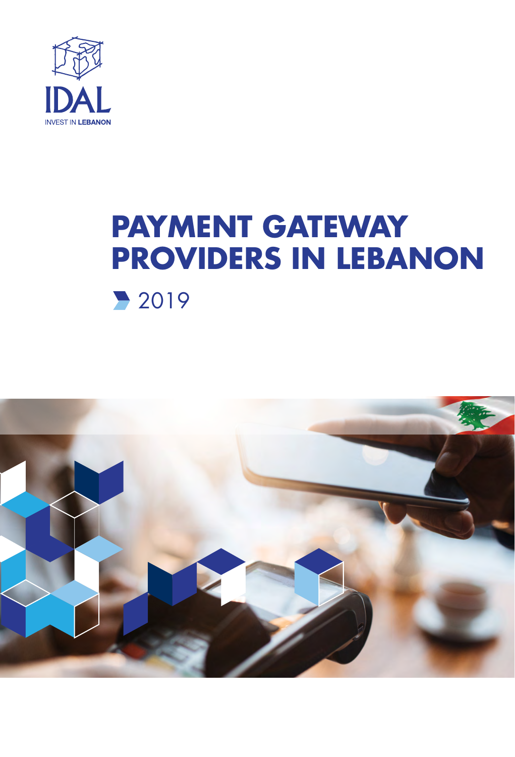IDAL

INVEST IN LEBANON

# PAYMENT GATEWAY PROVIDERS IN LEBANON

2019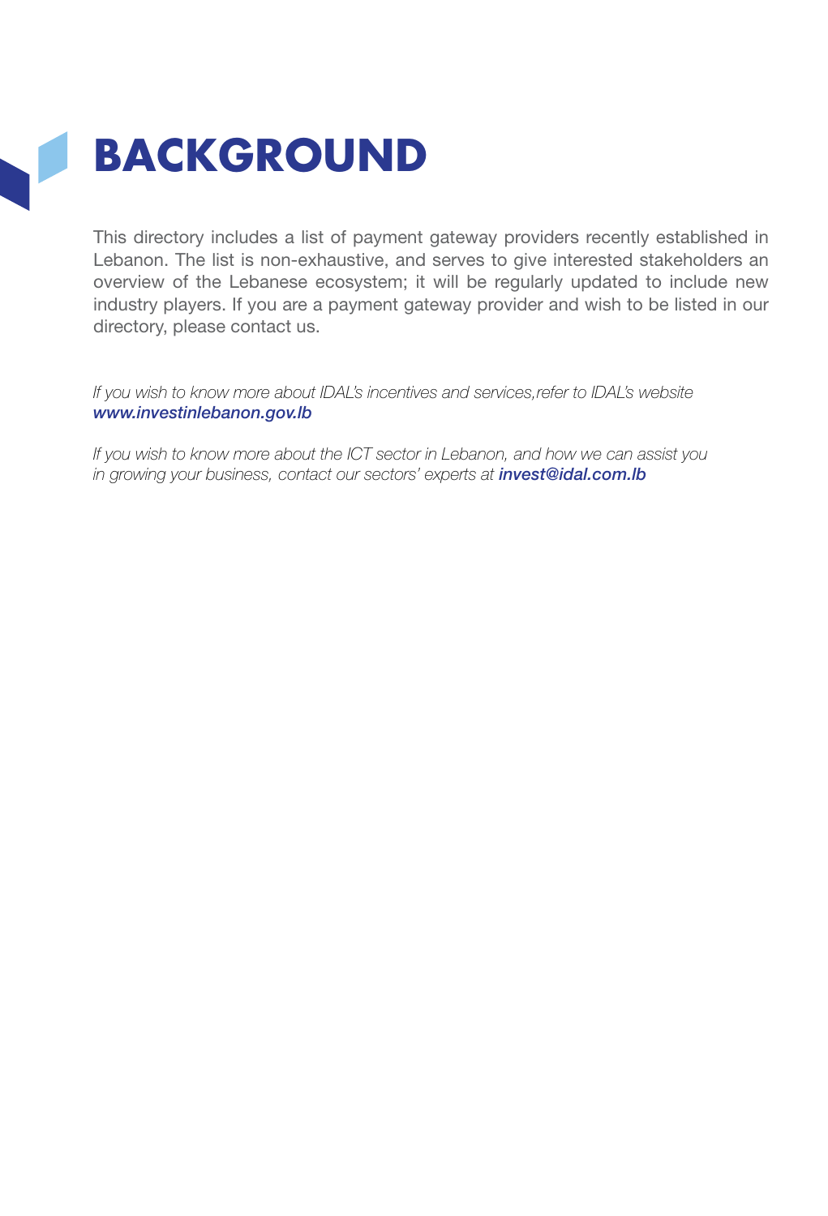# BACKGROUND

This directory includes a list of payment gateway providers recently established in Lebanon. The list is non-exhaustive, and serves to give interested stakeholders an overview of the Lebanese ecosystem; it will be regularly updated to include new industry players. If you are a payment gateway provider and wish to be listed in our directory, please contact us.

*If you wish to know more about IDAL's incentives and services,refer to IDAL's website* ***www.investinlebanon.gov.lb***

*If you wish to know more about the ICT sector in Lebanon, and how we can assist you in growing your business, contact our sectors' experts at* ***invest@idal.com.lb***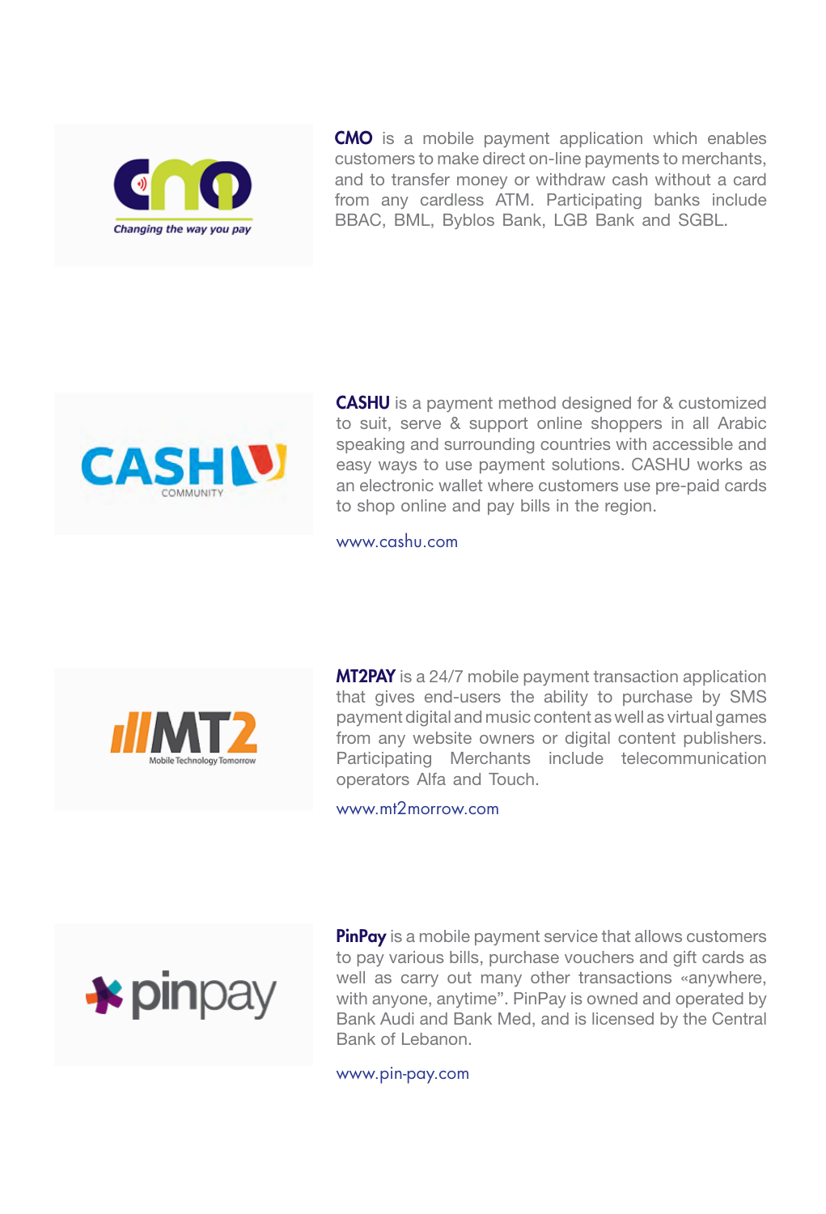**CMO** is a mobile payment application which enables customers to make direct on-line payments to merchants, and to transfer money or withdraw cash without a card from any cardless ATM. Participating banks include BBAC, BML, Byblos Bank, LGB Bank and SGBL.

**CASHU** is a payment method designed for & customized to suit, serve & support online shoppers in all Arabic speaking and surrounding countries with accessible and easy ways to use payment solutions. CASHU works as an electronic wallet where customers use pre-paid cards to shop online and pay bills in the region.

www.cashu.com

**MT2PAY** is a 24/7 mobile payment transaction application that gives end-users the ability to purchase by SMS payment digital and music content as well as virtual games from any website owners or digital content publishers. Participating Merchants include telecommunication operators Alfa and Touch.

www.mt2morrow.com

**PinPay** is a mobile payment service that allows customers to pay various bills, purchase vouchers and gift cards as well as carry out many other transactions «anywhere, with anyone, anytime". PinPay is owned and operated by Bank Audi and Bank Med, and is licensed by the Central Bank of Lebanon.

www.pin-pay.com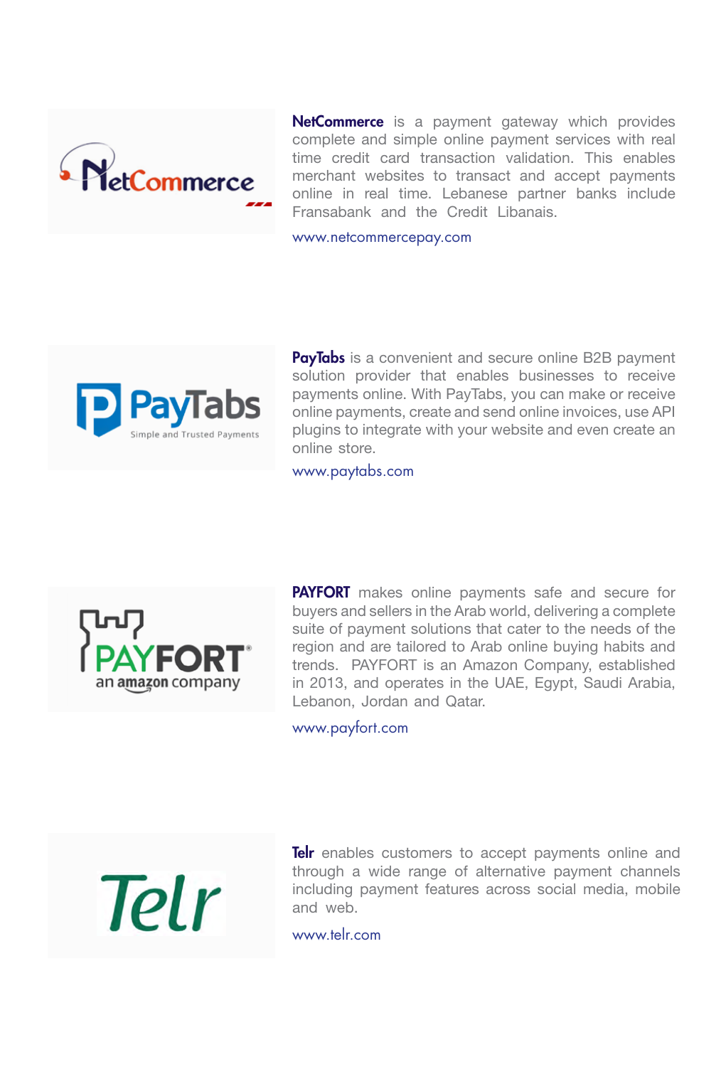**NetCommerce** is a payment gateway which provides complete and simple online payment services with real time credit card transaction validation. This enables merchant websites to transact and accept payments online in real time. Lebanese partner banks include Fransabank and the Credit Libanais.

www.netcommercepay.com

**PayTabs** is a convenient and secure online B2B payment solution provider that enables businesses to receive payments online. With PayTabs, you can make or receive online payments, create and send online invoices, use API plugins to integrate with your website and even create an online store.

www.paytabs.com

**PAYFORT** makes online payments safe and secure for buyers and sellers in the Arab world, delivering a complete suite of payment solutions that cater to the needs of the region and are tailored to Arab online buying habits and trends. PAYFORT is an Amazon Company, established in 2013, and operates in the UAE, Egypt, Saudi Arabia, Lebanon, Jordan and Qatar.

www.payfort.com

**Telr** enables customers to accept payments online and through a wide range of alternative payment channels including payment features across social media, mobile and web.

www.telr.com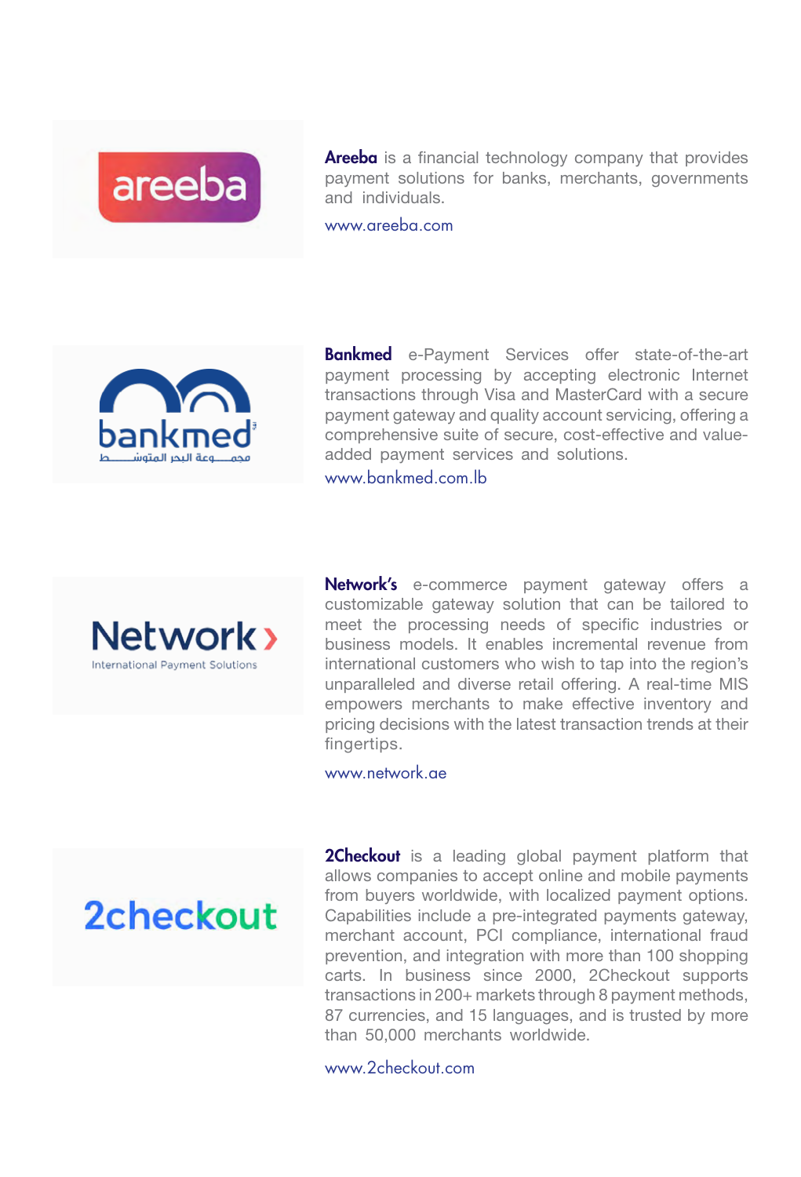**Areeba** is a financial technology company that provides payment solutions for banks, merchants, governments and individuals.

www.areeba.com

**Bankmed** e-Payment Services offer state-of-the-art payment processing by accepting electronic Internet transactions through Visa and MasterCard with a secure payment gateway and quality account servicing, offering a comprehensive suite of secure, cost-effective and value-added payment services and solutions.

www.bankmed.com.lb

**Network's** e-commerce payment gateway offers a customizable gateway solution that can be tailored to meet the processing needs of specific industries or business models. It enables incremental revenue from international customers who wish to tap into the region's unparalleled and diverse retail offering. A real-time MIS empowers merchants to make effective inventory and pricing decisions with the latest transaction trends at their fingertips.

www.network.ae

**2Checkout** is a leading global payment platform that allows companies to accept online and mobile payments from buyers worldwide, with localized payment options. Capabilities include a pre-integrated payments gateway, merchant account, PCI compliance, international fraud prevention, and integration with more than 100 shopping carts. In business since 2000, 2Checkout supports transactions in 200+ markets through 8 payment methods, 87 currencies, and 15 languages, and is trusted by more than 50,000 merchants worldwide.

www.2checkout.com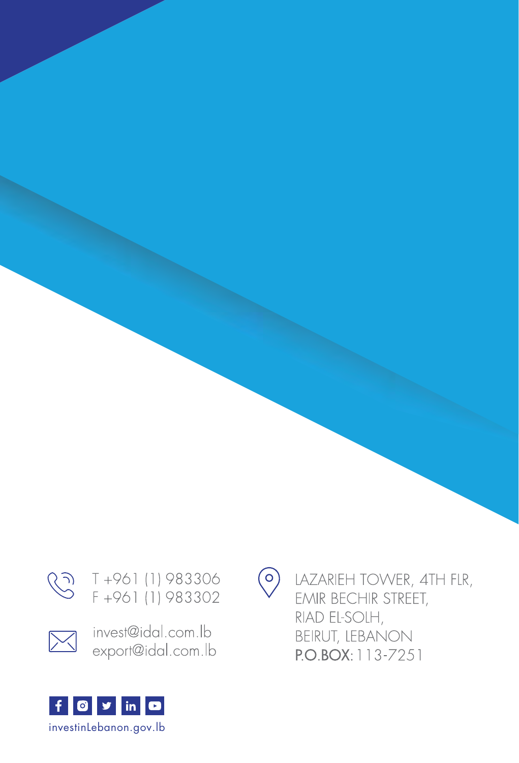T +961 (1) 983306
F +961 (1) 983302

invest@idal.com.lb
export@idal.com.lb

LAZARIEH TOWER, 4TH FLR,
EMIR BECHIR STREET,
RIAD EL-SOLH,
BEIRUT, LEBANON
P.O.BOX: 113-7251

investinLebanon.gov.lb